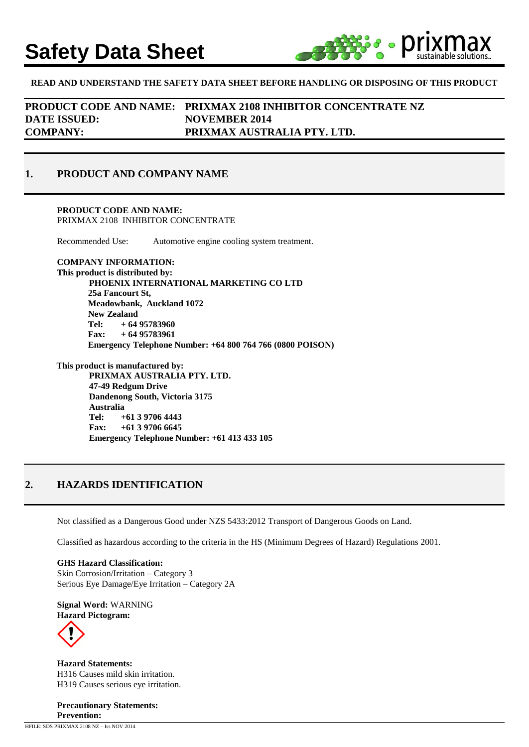# Safety Data Sheet

**READ AND UNDERSTAND THE SAFETY DATA SHEET BEFORE HANDLING OR DISPOSING OF THIS PRODUCT**

| | |
|---|---|
| **PRODUCT CODE AND NAME:** | **PRIXMAX 2108 INHIBITOR CONCENTRATE NZ** |
| **DATE ISSUED:** | **NOVEMBER 2014** |
| **COMPANY:** | **PRIXMAX AUSTRALIA PTY. LTD.** |

## 1. PRODUCT AND COMPANY NAME

**PRODUCT CODE AND NAME:**
PRIXMAX 2108 INHIBITOR CONCENTRATE

Recommended Use: Automotive engine cooling system treatment.

**COMPANY INFORMATION:**
**This product is distributed by:**

**PHOENIX INTERNATIONAL MARKETING CO LTD**
**25a Fancourt St,**
**Meadowbank, Auckland 1072**
**New Zealand**
**Tel: + 64 95783960**
**Fax: + 64 95783961**
**Emergency Telephone Number: +64 800 764 766 (0800 POISON)**

**This product is manufactured by:**

**PRIXMAX AUSTRALIA PTY. LTD.**
**47-49 Redgum Drive**
**Dandenong South, Victoria 3175**
**Australia**
**Tel: +61 3 9706 4443**
**Fax: +61 3 9706 6645**
**Emergency Telephone Number: +61 413 433 105**

## 2. HAZARDS IDENTIFICATION

Not classified as a Dangerous Good under NZS 5433:2012 Transport of Dangerous Goods on Land.

Classified as hazardous according to the criteria in the HS (Minimum Degrees of Hazard) Regulations 2001.

**GHS Hazard Classification:**
Skin Corrosion/Irritation – Category 3
Serious Eye Damage/Eye Irritation – Category 2A

**Signal Word:** WARNING
**Hazard Pictogram:**

**Hazard Statements:**
H316 Causes mild skin irritation.
H319 Causes serious eye irritation.

**Precautionary Statements:**
**Prevention:**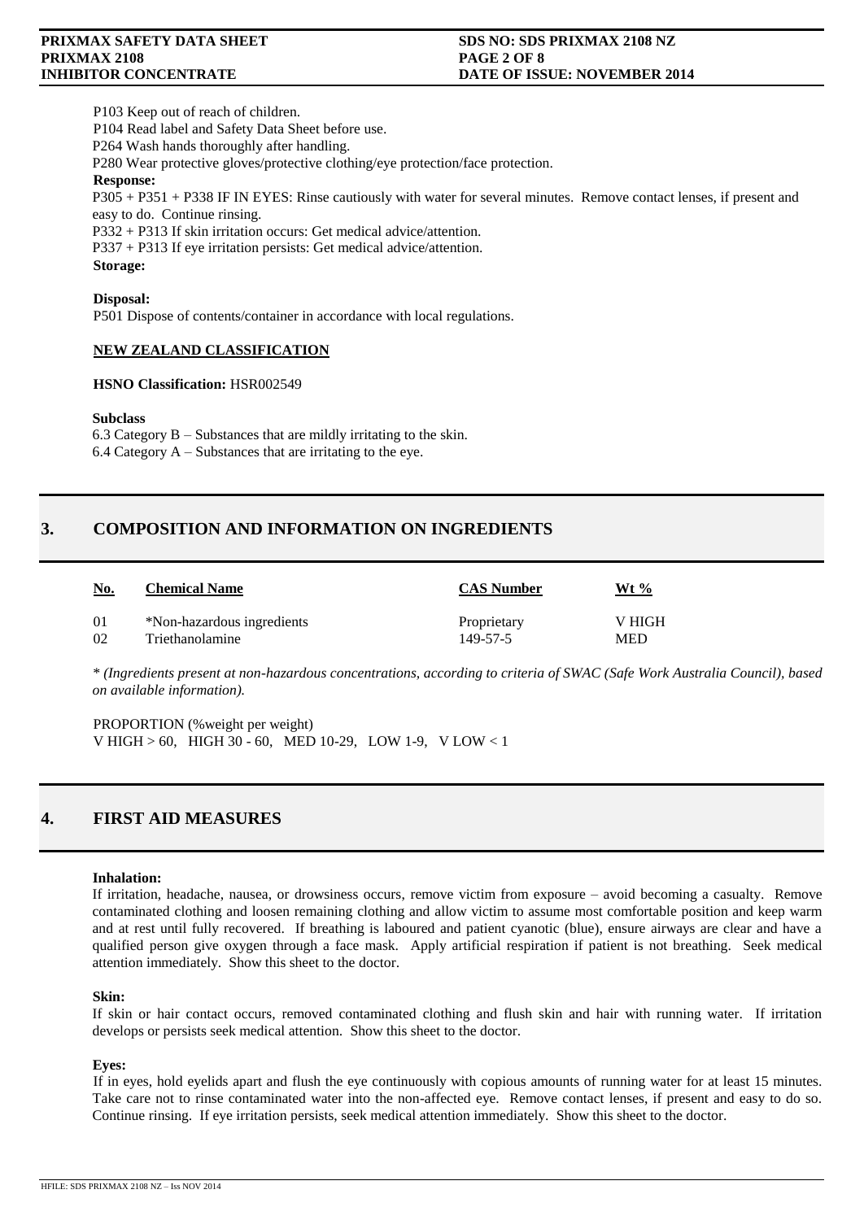P103 Keep out of reach of children.
P104 Read label and Safety Data Sheet before use.
P264 Wash hands thoroughly after handling.
P280 Wear protective gloves/protective clothing/eye protection/face protection.

**Response:**

P305 + P351 + P338 IF IN EYES: Rinse cautiously with water for several minutes. Remove contact lenses, if present and easy to do. Continue rinsing.
P332 + P313 If skin irritation occurs: Get medical advice/attention.
P337 + P313 If eye irritation persists: Get medical advice/attention.

**Storage:**

**Disposal:**

P501 Dispose of contents/container in accordance with local regulations.

**NEW ZEALAND CLASSIFICATION**

**HSNO Classification:** HSR002549

**Subclass**

6.3 Category B – Substances that are mildly irritating to the skin.
6.4 Category A – Substances that are irritating to the eye.

## 3. COMPOSITION AND INFORMATION ON INGREDIENTS

| No. | Chemical Name | CAS Number | Wt % |
|---|---|---|---|
| 01 | *Non-hazardous ingredients | Proprietary | V HIGH |
| 02 | Triethanolamine | 149-57-5 | MED |

*\* (Ingredients present at non-hazardous concentrations, according to criteria of SWAC (Safe Work Australia Council), based on available information).*

PROPORTION (%weight per weight)
V HIGH > 60, HIGH 30 - 60, MED 10-29, LOW 1-9, V LOW < 1

## 4. FIRST AID MEASURES

**Inhalation:**

If irritation, headache, nausea, or drowsiness occurs, remove victim from exposure – avoid becoming a casualty. Remove contaminated clothing and loosen remaining clothing and allow victim to assume most comfortable position and keep warm and at rest until fully recovered. If breathing is laboured and patient cyanotic (blue), ensure airways are clear and have a qualified person give oxygen through a face mask. Apply artificial respiration if patient is not breathing. Seek medical attention immediately. Show this sheet to the doctor.

**Skin:**

If skin or hair contact occurs, removed contaminated clothing and flush skin and hair with running water. If irritation develops or persists seek medical attention. Show this sheet to the doctor.

**Eyes:**

If in eyes, hold eyelids apart and flush the eye continuously with copious amounts of running water for at least 15 minutes. Take care not to rinse contaminated water into the non-affected eye. Remove contact lenses, if present and easy to do so. Continue rinsing. If eye irritation persists, seek medical attention immediately. Show this sheet to the doctor.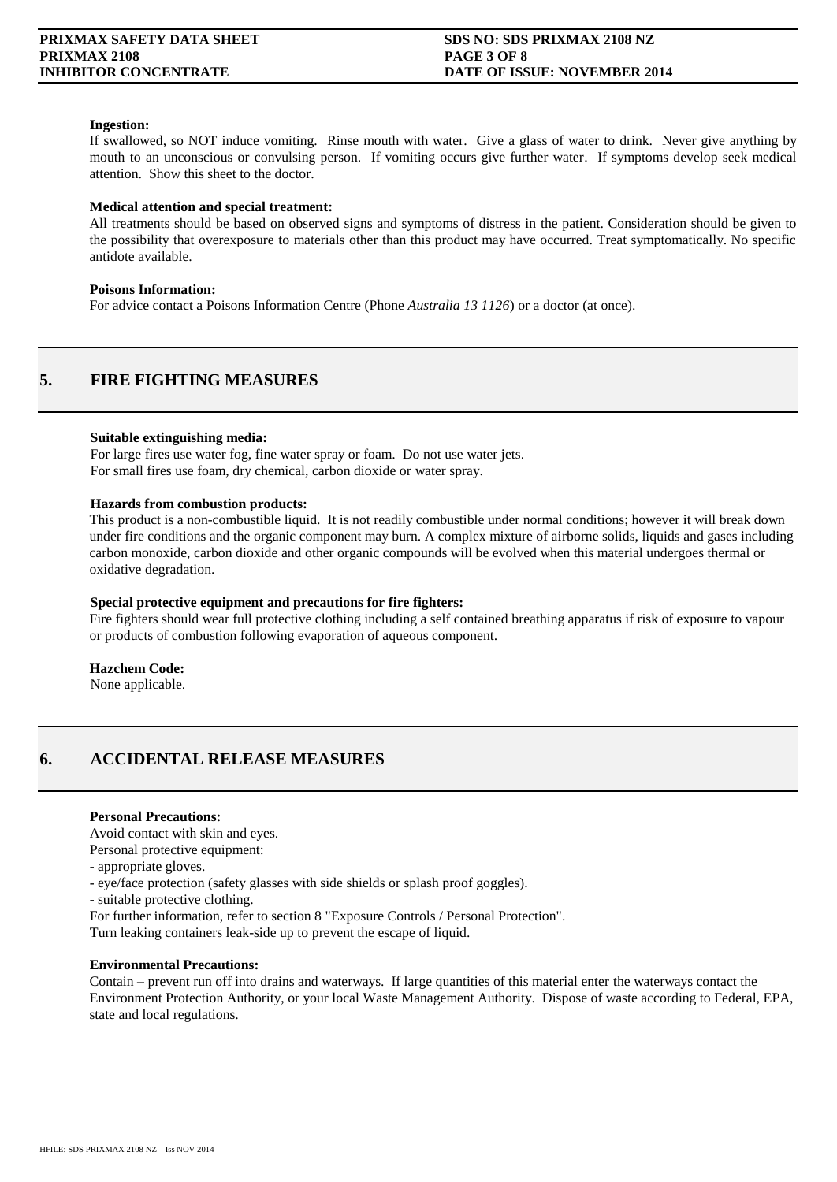**Ingestion:**

If swallowed, so NOT induce vomiting. Rinse mouth with water. Give a glass of water to drink. Never give anything by mouth to an unconscious or convulsing person. If vomiting occurs give further water. If symptoms develop seek medical attention. Show this sheet to the doctor.

**Medical attention and special treatment:**

All treatments should be based on observed signs and symptoms of distress in the patient. Consideration should be given to the possibility that overexposure to materials other than this product may have occurred. Treat symptomatically. No specific antidote available.

**Poisons Information:**

For advice contact a Poisons Information Centre (Phone *Australia 13 1126*) or a doctor (at once).

## 5. FIRE FIGHTING MEASURES

**Suitable extinguishing media:**

For large fires use water fog, fine water spray or foam. Do not use water jets.
For small fires use foam, dry chemical, carbon dioxide or water spray.

**Hazards from combustion products:**

This product is a non-combustible liquid. It is not readily combustible under normal conditions; however it will break down under fire conditions and the organic component may burn. A complex mixture of airborne solids, liquids and gases including carbon monoxide, carbon dioxide and other organic compounds will be evolved when this material undergoes thermal or oxidative degradation.

**Special protective equipment and precautions for fire fighters:**

Fire fighters should wear full protective clothing including a self contained breathing apparatus if risk of exposure to vapour or products of combustion following evaporation of aqueous component.

**Hazchem Code:**

None applicable.

## 6. ACCIDENTAL RELEASE MEASURES

**Personal Precautions:**

Avoid contact with skin and eyes.
Personal protective equipment:

- appropriate gloves.
- eye/face protection (safety glasses with side shields or splash proof goggles).
- suitable protective clothing.

For further information, refer to section 8 "Exposure Controls / Personal Protection".
Turn leaking containers leak-side up to prevent the escape of liquid.

**Environmental Precautions:**

Contain – prevent run off into drains and waterways. If large quantities of this material enter the waterways contact the Environment Protection Authority, or your local Waste Management Authority. Dispose of waste according to Federal, EPA, state and local regulations.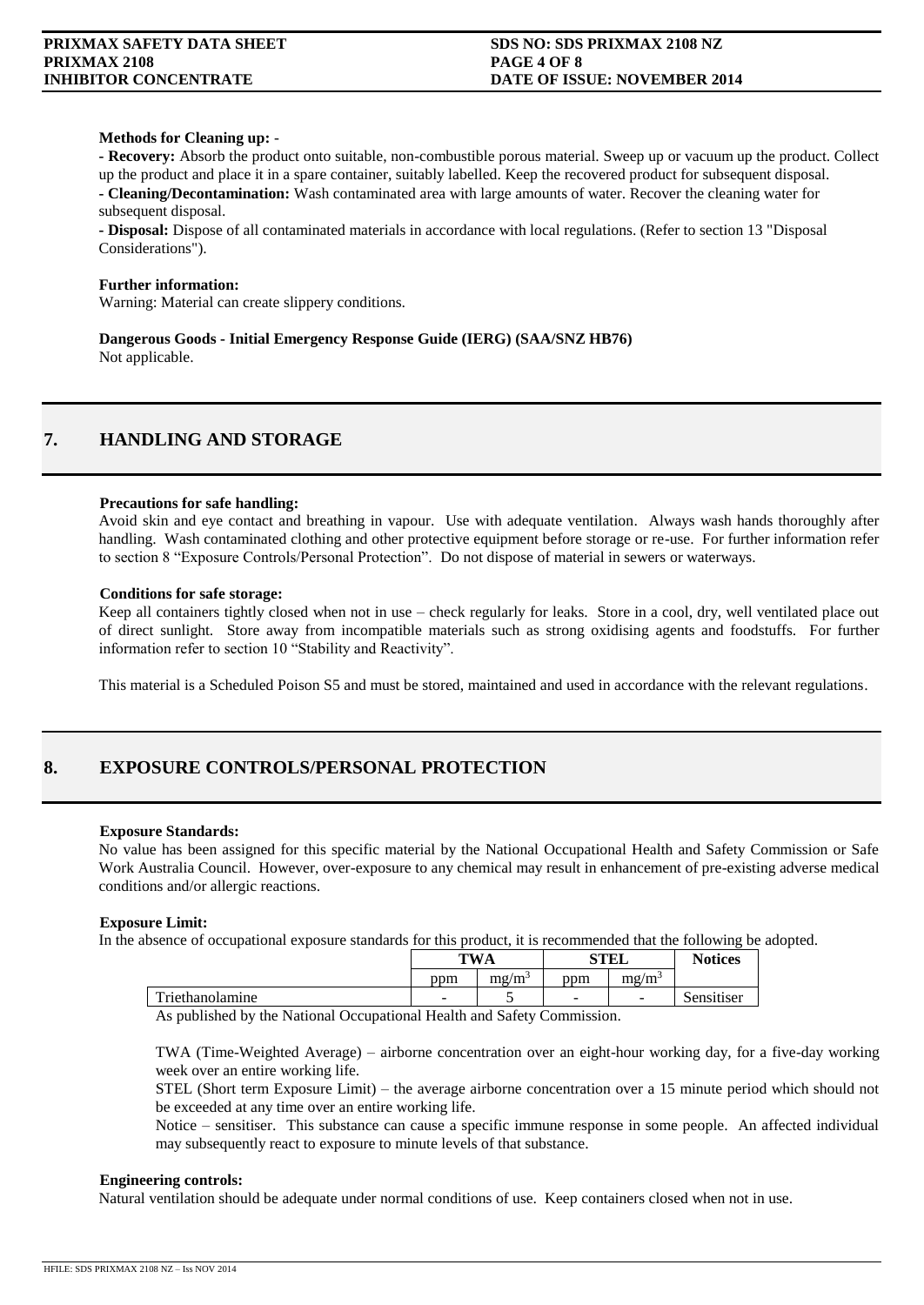**Methods for Cleaning up:** -

**- Recovery:** Absorb the product onto suitable, non-combustible porous material. Sweep up or vacuum up the product. Collect up the product and place it in a spare container, suitably labelled. Keep the recovered product for subsequent disposal.

**- Cleaning/Decontamination:** Wash contaminated area with large amounts of water. Recover the cleaning water for subsequent disposal.

**- Disposal:** Dispose of all contaminated materials in accordance with local regulations. (Refer to section 13 "Disposal Considerations").

**Further information:**

Warning: Material can create slippery conditions.

**Dangerous Goods - Initial Emergency Response Guide (IERG) (SAA/SNZ HB76)**

Not applicable.

## 7. HANDLING AND STORAGE

**Precautions for safe handling:**

Avoid skin and eye contact and breathing in vapour. Use with adequate ventilation. Always wash hands thoroughly after handling. Wash contaminated clothing and other protective equipment before storage or re-use. For further information refer to section 8 "Exposure Controls/Personal Protection". Do not dispose of material in sewers or waterways.

**Conditions for safe storage:**

Keep all containers tightly closed when not in use – check regularly for leaks. Store in a cool, dry, well ventilated place out of direct sunlight. Store away from incompatible materials such as strong oxidising agents and foodstuffs. For further information refer to section 10 "Stability and Reactivity".

This material is a Scheduled Poison S5 and must be stored, maintained and used in accordance with the relevant regulations.

## 8. EXPOSURE CONTROLS/PERSONAL PROTECTION

**Exposure Standards:**

No value has been assigned for this specific material by the National Occupational Health and Safety Commission or Safe Work Australia Council. However, over-exposure to any chemical may result in enhancement of pre-existing adverse medical conditions and/or allergic reactions.

**Exposure Limit:**

In the absence of occupational exposure standards for this product, it is recommended that the following be adopted.

| | TWA | | STEL | | Notices |
|---|---|---|---|---|---|
| | ppm | $mg/m^3$ | ppm | $mg/m^3$ | |
| Triethanolamine | - | 5 | - | - | Sensitiser |

As published by the National Occupational Health and Safety Commission.

TWA (Time-Weighted Average) – airborne concentration over an eight-hour working day, for a five-day working week over an entire working life.

STEL (Short term Exposure Limit) – the average airborne concentration over a 15 minute period which should not be exceeded at any time over an entire working life.

Notice – sensitiser. This substance can cause a specific immune response in some people. An affected individual may subsequently react to exposure to minute levels of that substance.

**Engineering controls:**

Natural ventilation should be adequate under normal conditions of use. Keep containers closed when not in use.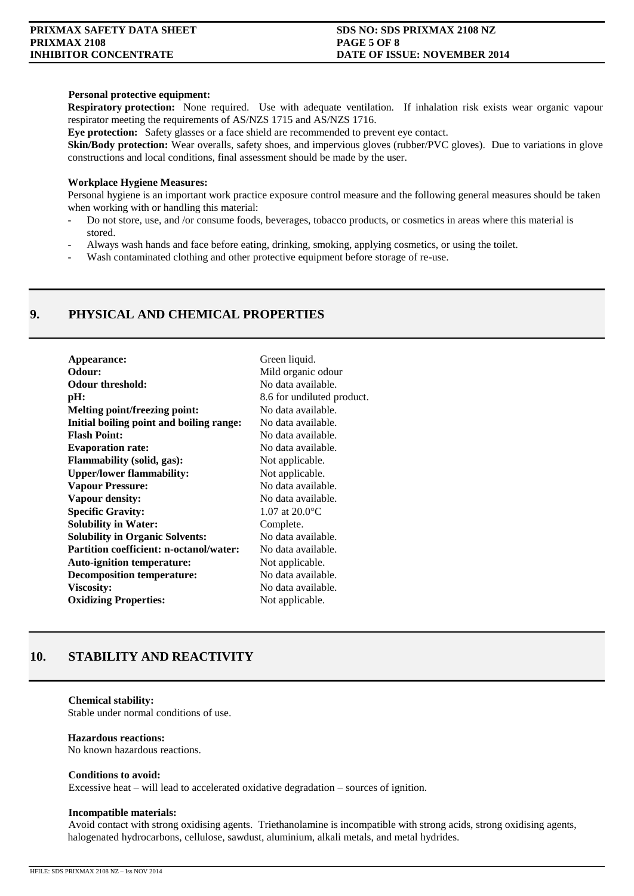**Personal protective equipment:**

**Respiratory protection:** None required. Use with adequate ventilation. If inhalation risk exists wear organic vapour respirator meeting the requirements of AS/NZS 1715 and AS/NZS 1716.

**Eye protection:** Safety glasses or a face shield are recommended to prevent eye contact.

**Skin/Body protection:** Wear overalls, safety shoes, and impervious gloves (rubber/PVC gloves). Due to variations in glove constructions and local conditions, final assessment should be made by the user.

**Workplace Hygiene Measures:**

Personal hygiene is an important work practice exposure control measure and the following general measures should be taken when working with or handling this material:

- Do not store, use, and /or consume foods, beverages, tobacco products, or cosmetics in areas where this material is stored.
- Always wash hands and face before eating, drinking, smoking, applying cosmetics, or using the toilet.
- Wash contaminated clothing and other protective equipment before storage of re-use.

## 9. PHYSICAL AND CHEMICAL PROPERTIES

| | |
|---|---|
| **Appearance:** | Green liquid. |
| **Odour:** | Mild organic odour |
| **Odour threshold:** | No data available. |
| **pH:** | 8.6 for undiluted product. |
| **Melting point/freezing point:** | No data available. |
| **Initial boiling point and boiling range:** | No data available. |
| **Flash Point:** | No data available. |
| **Evaporation rate:** | No data available. |
| **Flammability (solid, gas):** | Not applicable. |
| **Upper/lower flammability:** | Not applicable. |
| **Vapour Pressure:** | No data available. |
| **Vapour density:** | No data available. |
| **Specific Gravity:** | 1.07 at 20.0°C |
| **Solubility in Water:** | Complete. |
| **Solubility in Organic Solvents:** | No data available. |
| **Partition coefficient: n-octanol/water:** | No data available. |
| **Auto-ignition temperature:** | Not applicable. |
| **Decomposition temperature:** | No data available. |
| **Viscosity:** | No data available. |
| **Oxidizing Properties:** | Not applicable. |

## 10. STABILITY AND REACTIVITY

**Chemical stability:**
Stable under normal conditions of use.

**Hazardous reactions:**
No known hazardous reactions.

**Conditions to avoid:**
Excessive heat – will lead to accelerated oxidative degradation – sources of ignition.

**Incompatible materials:**
Avoid contact with strong oxidising agents. Triethanolamine is incompatible with strong acids, strong oxidising agents, halogenated hydrocarbons, cellulose, sawdust, aluminium, alkali metals, and metal hydrides.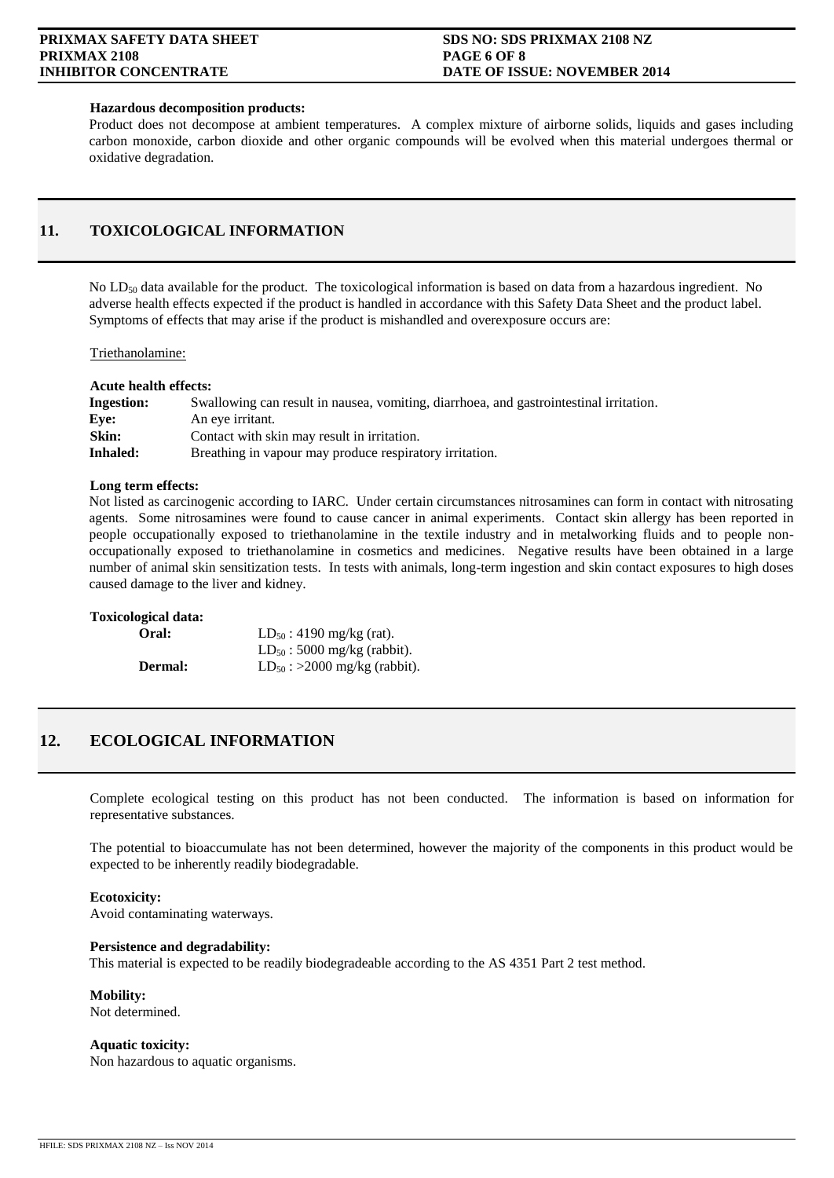**Hazardous decomposition products:**

Product does not decompose at ambient temperatures. A complex mixture of airborne solids, liquids and gases including carbon monoxide, carbon dioxide and other organic compounds will be evolved when this material undergoes thermal or oxidative degradation.

## 11. TOXICOLOGICAL INFORMATION

No $LD_{50}$ data available for the product. The toxicological information is based on data from a hazardous ingredient. No adverse health effects expected if the product is handled in accordance with this Safety Data Sheet and the product label. Symptoms of effects that may arise if the product is mishandled and overexposure occurs are:

Triethanolamine:

**Acute health effects:**

| | |
|---|---|
| **Ingestion:** | Swallowing can result in nausea, vomiting, diarrhoea, and gastrointestinal irritation. |
| **Eye:** | An eye irritant. |
| **Skin:** | Contact with skin may result in irritation. |
| **Inhaled:** | Breathing in vapour may produce respiratory irritation. |

**Long term effects:**

Not listed as carcinogenic according to IARC. Under certain circumstances nitrosamines can form in contact with nitrosating agents. Some nitrosamines were found to cause cancer in animal experiments. Contact skin allergy has been reported in people occupationally exposed to triethanolamine in the textile industry and in metalworking fluids and to people non-occupationally exposed to triethanolamine in cosmetics and medicines. Negative results have been obtained in a large number of animal skin sensitization tests. In tests with animals, long-term ingestion and skin contact exposures to high doses caused damage to the liver and kidney.

**Toxicological data:**

| | |
|---|---|
| **Oral:** | $LD_{50}$ : 4190 mg/kg (rat). |
| | $LD_{50}$ : 5000 mg/kg (rabbit). |
| **Dermal:** | $LD_{50}$ : >2000 mg/kg (rabbit). |

## 12. ECOLOGICAL INFORMATION

Complete ecological testing on this product has not been conducted. The information is based on information for representative substances.

The potential to bioaccumulate has not been determined, however the majority of the components in this product would be expected to be inherently readily biodegradable.

**Ecotoxicity:**
Avoid contaminating waterways.

**Persistence and degradability:**
This material is expected to be readily biodegradeable according to the AS 4351 Part 2 test method.

**Mobility:**
Not determined.

**Aquatic toxicity:**
Non hazardous to aquatic organisms.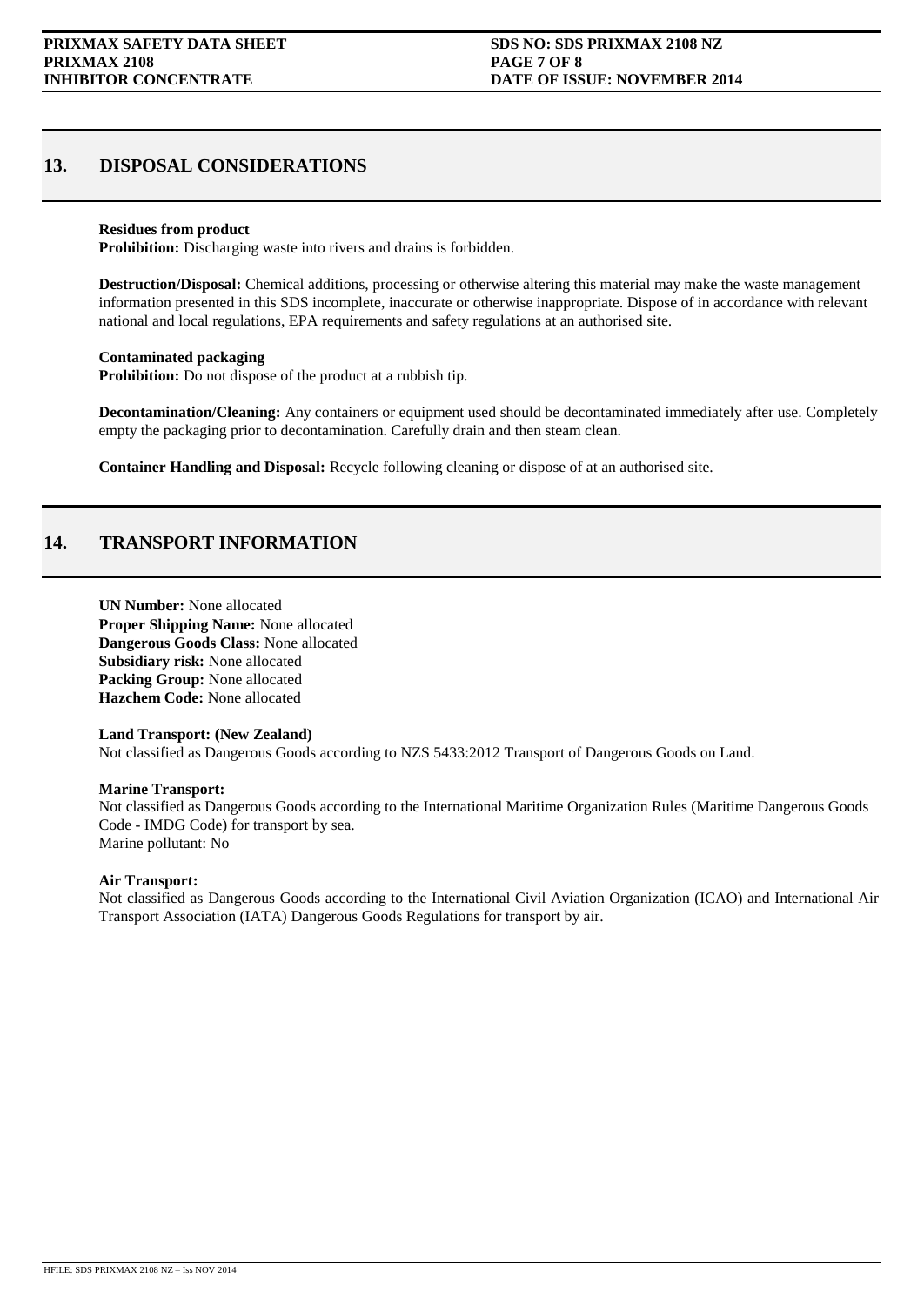## 13. DISPOSAL CONSIDERATIONS

**Residues from product**
**Prohibition:** Discharging waste into rivers and drains is forbidden.

**Destruction/Disposal:** Chemical additions, processing or otherwise altering this material may make the waste management information presented in this SDS incomplete, inaccurate or otherwise inappropriate. Dispose of in accordance with relevant national and local regulations, EPA requirements and safety regulations at an authorised site.

**Contaminated packaging**
**Prohibition:** Do not dispose of the product at a rubbish tip.

**Decontamination/Cleaning:** Any containers or equipment used should be decontaminated immediately after use. Completely empty the packaging prior to decontamination. Carefully drain and then steam clean.

**Container Handling and Disposal:** Recycle following cleaning or dispose of at an authorised site.

## 14. TRANSPORT INFORMATION

**UN Number:** None allocated
**Proper Shipping Name:** None allocated
**Dangerous Goods Class:** None allocated
**Subsidiary risk:** None allocated
**Packing Group:** None allocated
**Hazchem Code:** None allocated

**Land Transport: (New Zealand)**
Not classified as Dangerous Goods according to NZS 5433:2012 Transport of Dangerous Goods on Land.

**Marine Transport:**
Not classified as Dangerous Goods according to the International Maritime Organization Rules (Maritime Dangerous Goods Code - IMDG Code) for transport by sea.
Marine pollutant: No

**Air Transport:**
Not classified as Dangerous Goods according to the International Civil Aviation Organization (ICAO) and International Air Transport Association (IATA) Dangerous Goods Regulations for transport by air.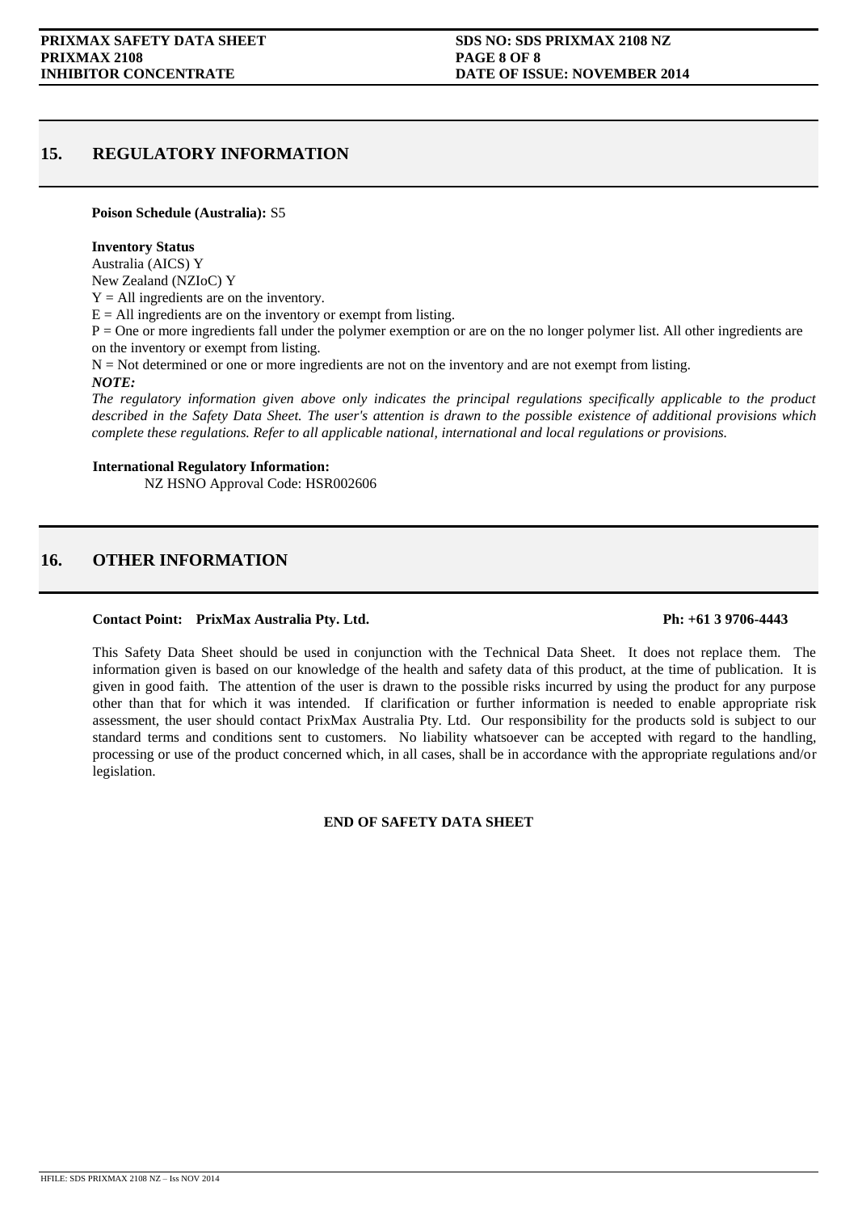## 15. REGULATORY INFORMATION

**Poison Schedule (Australia):** S5

**Inventory Status**
Australia (AICS) Y
New Zealand (NZIoC) Y
Y = All ingredients are on the inventory.
E = All ingredients are on the inventory or exempt from listing.
P = One or more ingredients fall under the polymer exemption or are on the no longer polymer list. All other ingredients are on the inventory or exempt from listing.
N = Not determined or one or more ingredients are not on the inventory and are not exempt from listing.

***NOTE:***
*The regulatory information given above only indicates the principal regulations specifically applicable to the product described in the Safety Data Sheet. The user's attention is drawn to the possible existence of additional provisions which complete these regulations. Refer to all applicable national, international and local regulations or provisions.*

**International Regulatory Information:**
NZ HSNO Approval Code: HSR002606

## 16. OTHER INFORMATION

**Contact Point: PrixMax Australia Pty. Ltd.** **Ph: +61 3 9706-4443**

This Safety Data Sheet should be used in conjunction with the Technical Data Sheet. It does not replace them. The information given is based on our knowledge of the health and safety data of this product, at the time of publication. It is given in good faith. The attention of the user is drawn to the possible risks incurred by using the product for any purpose other than that for which it was intended. If clarification or further information is needed to enable appropriate risk assessment, the user should contact PrixMax Australia Pty. Ltd. Our responsibility for the products sold is subject to our standard terms and conditions sent to customers. No liability whatsoever can be accepted with regard to the handling, processing or use of the product concerned which, in all cases, shall be in accordance with the appropriate regulations and/or legislation.

**END OF SAFETY DATA SHEET**